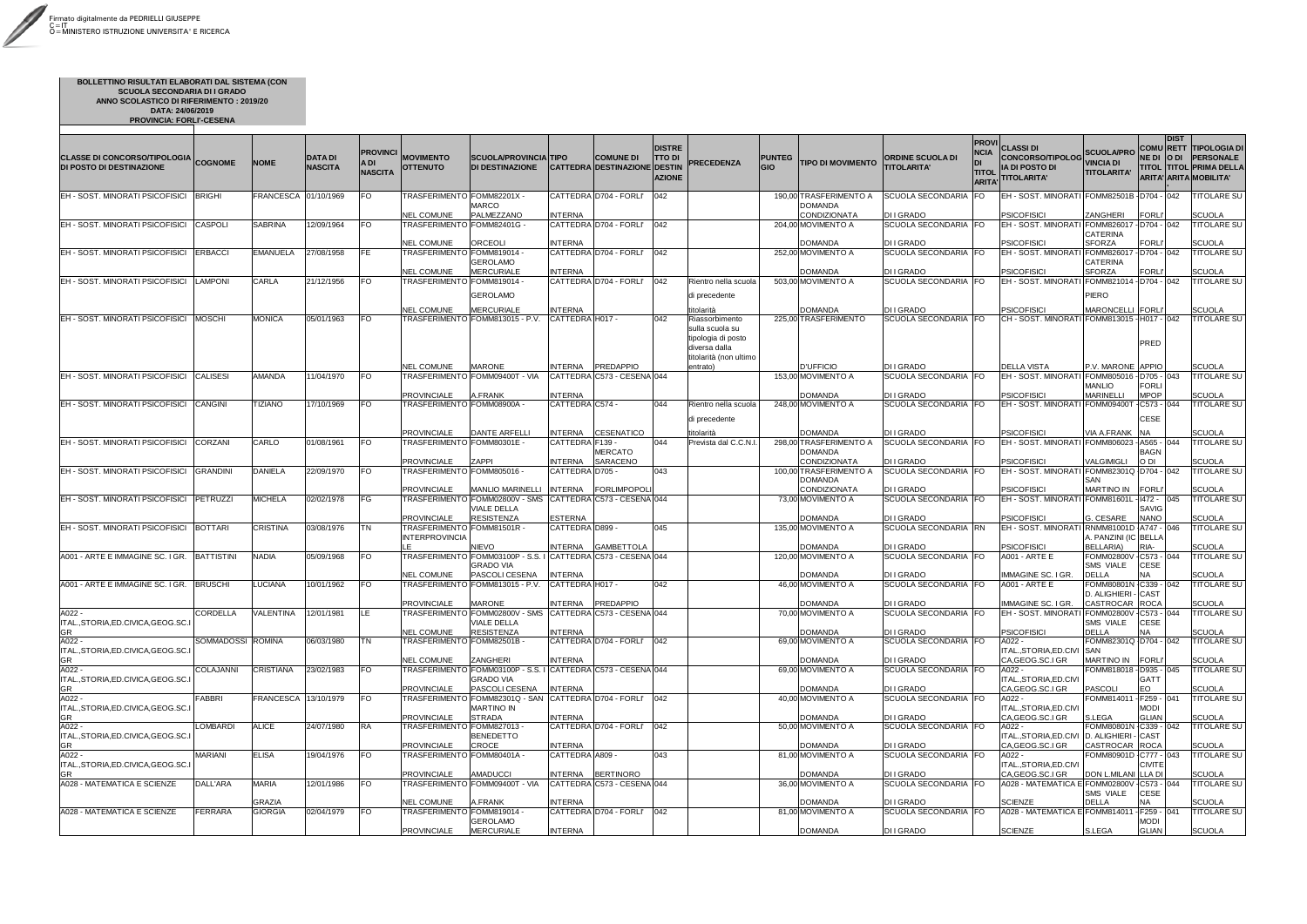Firmato digitalmente da PEDRIELLI GIUSEPPE
C = IT
O = MINISTERO ISTRUZIONE UNIVERSITA' E RICERCA

**BOLLETTINO RISULTATI ELABORATI DAL SISTEMA (CON SCUOLA SECONDARIA DI I GRADO**
**ANNO SCOLASTICO DI RIFERIMENTO : 2019/20**
**DATA: 24/06/2019**
**PROVINCIA: FORLI'-CESENA**

| CLASSE DI CONCORSO/TIPOLOGIA DI POSTO DI DESTINAZIONE | COGNOME | NOME | DATA DI NASCITA | PROVINCIA DI NASCITA | MOVIMENTO OTTENUTO | SCUOLA/PROVINCIA DI DESTINAZIONE | TIPO CATTEDRA | COMUNE DI DESTINAZIONE | DISTRETTO DI DESTINAZIONE | PRECEDENZA | PUNTEGGIO | TIPO DI MOVIMENTO | ORDINE SCUOLA DI TITOLARITA' | PROVINCIA DI TITOLARITA' | CLASSI DI CONCORSO/TIPOLOGIA DI POSTO DI TITOLARITA' | SCUOLA/PROVINCIA DI TITOLARITA' | COMUNE DI TITOLARITA' | DISTRETTO DI TITOLARITA' | TIPOLOGIA DI PERSONALE PRIMA DELLA MOBILITA' |
|---|---|---|---|---|---|---|---|---|---|---|---|---|---|---|---|---|---|---|---|
| EH - SOST. MINORATI PSICOFISICI | BRIGHI | FRANCESCA | 01/10/1969 | FO | TRASFERIMENTO NEL COMUNE | FOMM82201X - MARCO PALMEZZANO | CATTEDRA INTERNA | D704 - FORLI' | 042 | | 190,00 | TRASFERIMENTO A DOMANDA CONDIZIONATA | SCUOLA SECONDARIA DI I GRADO | FO | EH - SOST. MINORATI PSICOFISICI | FOMM82501B - ZANGHERI | D704 - FORLI' | 042 | TITOLARE SU SCUOLA |
| EH - SOST. MINORATI PSICOFISICI | CASPOLI | SABRINA | 12/09/1964 | FO | TRASFERIMENTO NEL COMUNE | FOMM82401G - ORCEOLI | CATTEDRA INTERNA | D704 - FORLI' | 042 | | 204,00 | MOVIMENTO A DOMANDA | SCUOLA SECONDARIA DI I GRADO | FO | EH - SOST. MINORATI PSICOFISICI | FOMM826017 - CATERINA SFORZA | D704 - FORLI' | 042 | TITOLARE SU SCUOLA |
| EH - SOST. MINORATI PSICOFISICI | ERBACCI | EMANUELA | 27/08/1958 | FE | TRASFERIMENTO NEL COMUNE | FOMM819014 - GEROLAMO MERCURIALE | CATTEDRA INTERNA | D704 - FORLI' | 042 | | 252,00 | MOVIMENTO A DOMANDA | SCUOLA SECONDARIA DI I GRADO | FO | EH - SOST. MINORATI PSICOFISICI | FOMM826017 - CATERINA SFORZA | D704 - FORLI' | 042 | TITOLARE SU SCUOLA |
| EH - SOST. MINORATI PSICOFISICI | LAMPONI | CARLA | 21/12/1956 | FO | TRASFERIMENTO NEL COMUNE | FOMM819014 - GEROLAMO MERCURIALE | CATTEDRA INTERNA | D704 - FORLI' | 042 | Rientro nella scuola di precedente titolarità | 503,00 | MOVIMENTO A DOMANDA | SCUOLA SECONDARIA DI I GRADO | FO | EH - SOST. MINORATI PSICOFISICI | FOMM821014 - PIERO MARONCELLI | D704 - FORLI' | 042 | TITOLARE SU SCUOLA |
| EH - SOST. MINORATI PSICOFISICI | MOSCHI | MONICA | 05/01/1963 | FO | TRASFERIMENTO NEL COMUNE | FOMM813015 - P.V. MARONE | CATTEDRA INTERNA | H017 - PREDAPPIO | 042 | Riassorbimento sulla scuola su tipologia di posto diversa dalla titolarità (non ultimo entrato) | 225,00 | TRASFERIMENTO D'UFFICIO | SCUOLA SECONDARIA DI I GRADO | FO | CH - SOST. MINORATI DELLA VISTA | FOMM813015 - P.V. MARONE | H017 - PREDAPPIO | 042 | TITOLARE SU SCUOLA |
| EH - SOST. MINORATI PSICOFISICI | CALISESI | AMANDA | 11/04/1970 | FO | TRASFERIMENTO PROVINCIALE | FOMM09400T - VIA A.FRANK | CATTEDRA INTERNA | C573 - CESENA | 044 | | 153,00 | MOVIMENTO A DOMANDA | SCUOLA SECONDARIA DI I GRADO | FO | EH - SOST. MINORATI PSICOFISICI | FOMM805016 - MANLIO MARINELLI | D705 - FORLIMPOP | 043 | TITOLARE SU SCUOLA |
| EH - SOST. MINORATI PSICOFISICI | CANGINI | TIZIANO | 17/10/1969 | FO | TRASFERIMENTO PROVINCIALE | FOMM08900A - DANTE ARFELLI | CATTEDRA INTERNA | C574 - CESENATICO | 044 | Rientro nella scuola di precedente titolarità | 248,00 | MOVIMENTO A DOMANDA | SCUOLA SECONDARIA DI I GRADO | FO | EH - SOST. MINORATI PSICOFISICI | FOMM09400T - VIA A.FRANK | C573 - CESE NA | 044 | TITOLARE SU SCUOLA |
| EH - SOST. MINORATI PSICOFISICI | CORZANI | CARLO | 01/08/1961 | FO | TRASFERIMENTO PROVINCIALE | FOMM80301E - ZAPPI | CATTEDRA INTERNA | F139 - MERCATO SARACENO | 044 | Prevista dal C.C.N.I. | 298,00 | TRASFERIMENTO A DOMANDA CONDIZIONATA | SCUOLA SECONDARIA DI I GRADO | FO | EH - SOST. MINORATI PSICOFISICI | FOMM806023 - VALGIMIGLI | A565 - BAGN O DI | 044 | TITOLARE SU SCUOLA |
| EH - SOST. MINORATI PSICOFISICI | GRANDINI | DANIELA | 22/09/1970 | FO | TRASFERIMENTO PROVINCIALE | FOMM805016 - MANLIO MARINELLI | CATTEDRA INTERNA | D705 - FORLIMPOPOLI | 043 | | 100,00 | TRASFERIMENTO A DOMANDA CONDIZIONATA | SCUOLA SECONDARIA DI I GRADO | FO | EH - SOST. MINORATI PSICOFISICI | FOMM82301Q - SAN MARTINO IN | D704 - FORLI' | 042 | TITOLARE SU SCUOLA |
| EH - SOST. MINORATI PSICOFISICI | PETRUZZI | MICHELA | 02/02/1978 | FG | TRASFERIMENTO PROVINCIALE | FOMM02800V - SMS VIALE DELLA RESISTENZA | CATTEDRA ESTERNA | C573 - CESENA | 044 | | 73,00 | MOVIMENTO A DOMANDA | SCUOLA SECONDARIA DI I GRADO | FO | EH - SOST. MINORATI PSICOFISICI | FOMM81601L - G. CESARE | I472 - SAVIG NANO | 045 | TITOLARE SU SCUOLA |
| EH - SOST. MINORATI PSICOFISICI | BOTTARI | CRISTINA | 03/08/1976 | TN | TRASFERIMENTO INTERPROVINCIALE | FOMM81501R - NIEVO | CATTEDRA INTERNA | D899 - GAMBETTOLA | 045 | | 135,00 | MOVIMENTO A DOMANDA | SCUOLA SECONDARIA DI I GRADO | RN | EH - SOST. MINORATI PSICOFISICI | RNMM81001D - A. PANZINI (IC BELLARIA) | A747 - BELLA RIA- | 046 | TITOLARE SU SCUOLA |
| A001 - ARTE E IMMAGINE SC. I GR. | BATTISTINI | NADIA | 05/09/1968 | FO | TRASFERIMENTO NEL COMUNE | FOMM03100P - S.S. I GRADO VIA PASCOLI CESENA | CATTEDRA INTERNA | C573 - CESENA | 044 | | 120,00 | MOVIMENTO A DOMANDA | SCUOLA SECONDARIA DI I GRADO | FO | A001 - ARTE E IMMAGINE SC. I GR. | FOMM02800V - SMS VIALE DELLA | C573 - CESE NA | 044 | TITOLARE SU SCUOLA |
| A001 - ARTE E IMMAGINE SC. I GR. | BRUSCHI | LUCIANA | 10/01/1962 | FO | TRASFERIMENTO PROVINCIALE | FOMM813015 - P.V. MARONE | CATTEDRA INTERNA | H017 - PREDAPPIO | 042 | | 46,00 | MOVIMENTO A DOMANDA | SCUOLA SECONDARIA DI I GRADO | FO | A001 - ARTE E IMMAGINE SC. I GR. | FOMM80801N - D. ALIGHIERI - CASTROCAR | C339 - CAST ROCA | 042 | TITOLARE SU SCUOLA |
| A022 - ITAL.,STORIA,ED.CIVICA,GEOG.SC.I GR | CORDELLA | VALENTINA | 12/01/1981 | LE | TRASFERIMENTO NEL COMUNE | FOMM02800V - SMS VIALE DELLA RESISTENZA | CATTEDRA INTERNA | C573 - CESENA | 044 | | 70,00 | MOVIMENTO A DOMANDA | SCUOLA SECONDARIA DI I GRADO | FO | EH - SOST. MINORATI PSICOFISICI | FOMM02800V - SMS VIALE DELLA | C573 - CESE NA | 044 | TITOLARE SU SCUOLA |
| A022 - ITAL.,STORIA,ED.CIVICA,GEOG.SC.I GR | SOMMADOSSI | ROMINA | 06/03/1980 | TN | TRASFERIMENTO NEL COMUNE | FOMM82501B - ZANGHERI | CATTEDRA INTERNA | D704 - FORLI' | 042 | | 69,00 | MOVIMENTO A DOMANDA | SCUOLA SECONDARIA DI I GRADO | FO | A022 - ITAL.,STORIA,ED.CIVI CA,GEOG.SC.I GR | FOMM82301Q - SAN MARTINO IN | D704 - FORLI' | 042 | TITOLARE SU SCUOLA |
| A022 - ITAL.,STORIA,ED.CIVICA,GEOG.SC.I GR | COLAJANNI | CRISTIANA | 23/02/1983 | FO | TRASFERIMENTO PROVINCIALE | FOMM03100P - S.S. I GRADO VIA PASCOLI CESENA | CATTEDRA INTERNA | C573 - CESENA | 044 | | 69,00 | MOVIMENTO A DOMANDA | SCUOLA SECONDARIA DI I GRADO | FO | A022 - ITAL.,STORIA,ED.CIVI CA,GEOG.SC.I GR | FOMM818018 - PASCOLI | D935 - GATT EO | 045 | TITOLARE SU SCUOLA |
| A022 - ITAL.,STORIA,ED.CIVICA,GEOG.SC.I GR | FABBRI | FRANCESCA | 13/10/1979 | FO | TRASFERIMENTO PROVINCIALE | FOMM82301Q - SAN MARTINO IN STRADA | CATTEDRA INTERNA | D704 - FORLI' | 042 | | 40,00 | MOVIMENTO A DOMANDA | SCUOLA SECONDARIA DI I GRADO | FO | A022 - ITAL.,STORIA,ED.CIVI CA,GEOG.SC.I GR | FOMM814011 - S.LEGA | F259 - MODI GLIAN | 041 | TITOLARE SU SCUOLA |
| A022 - ITAL.,STORIA,ED.CIVICA,GEOG.SC.I GR | LOMBARDI | ALICE | 24/07/1980 | RA | TRASFERIMENTO PROVINCIALE | FOMM827013 - BENEDETTO CROCE | CATTEDRA INTERNA | D704 - FORLI' | 042 | | 50,00 | MOVIMENTO A DOMANDA | SCUOLA SECONDARIA DI I GRADO | FO | A022 - ITAL.,STORIA,ED.CIVI CA,GEOG.SC.I GR | FOMM80801N - D. ALIGHIERI - CASTROCAR | C339 - CAST ROCA | 042 | TITOLARE SU SCUOLA |
| A022 - ITAL.,STORIA,ED.CIVICA,GEOG.SC.I GR | MARIANI | ELISA | 19/04/1976 | FO | TRASFERIMENTO PROVINCIALE | FOMM80401A - AMADUCCI | CATTEDRA INTERNA | A809 - BERTINORO | 043 | | 81,00 | MOVIMENTO A DOMANDA | SCUOLA SECONDARIA DI I GRADO | FO | A022 - ITAL.,STORIA,ED.CIVI CA,GEOG.SC.I GR | FOMM80901D - DON L.MILANI | C777 - CIVITE LLA DI | 043 | TITOLARE SU SCUOLA |
| A028 - MATEMATICA E SCIENZE | DALL'ARA | MARIA GRAZIA | 12/01/1986 | FO | TRASFERIMENTO NEL COMUNE | FOMM09400T - VIA A.FRANK | CATTEDRA INTERNA | C573 - CESENA | 044 | | 36,00 | MOVIMENTO A DOMANDA | SCUOLA SECONDARIA DI I GRADO | FO | A028 - MATEMATICA E SCIENZE | FOMM02800V - SMS VIALE DELLA | C573 - CESE NA | 044 | TITOLARE SU SCUOLA |
| A028 - MATEMATICA E SCIENZE | FERRARA | GIORGIA | 02/04/1979 | FO | TRASFERIMENTO PROVINCIALE | FOMM819014 - GEROLAMO MERCURIALE | CATTEDRA INTERNA | D704 - FORLI' | 042 | | 81,00 | MOVIMENTO A DOMANDA | SCUOLA SECONDARIA DI I GRADO | FO | A028 - MATEMATICA E SCIENZE | FOMM814011 - S.LEGA | F259 - MODI GLIAN | 041 | TITOLARE SU SCUOLA |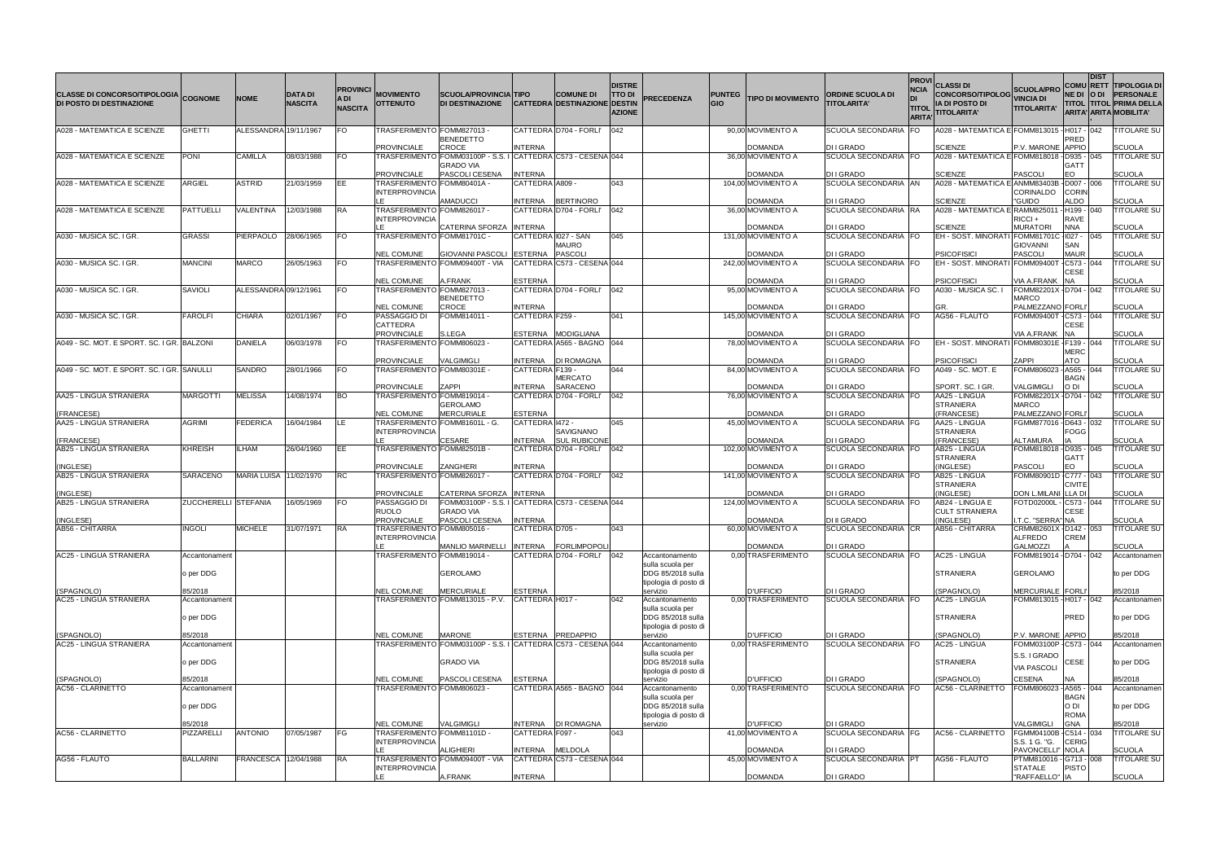| CLASSE DI CONCORSO/TIPOLOGIA DI POSTO DI DESTINAZIONE | COGNOME | NOME | DATA DI NASCITA | PROVINCIA DI NASCITA | MOVIMENTO OTTENUTO | SCUOLA/PROVINCIA DI DESTINAZIONE | TIPO | COMUNE DI CATTEDRA DESTINAZIONE | DISTRETTO DI DESTINAZIONE | PRECEDENZA | PUNTEGGIO | TIPO DI MOVIMENTO | ORDINE SCUOLA DI TITOLARITA' | PROVINCIA DI TITOLARITA' | CLASSI DI CONCORSO/TIPOLOGIA DI POSTO DI TITOLARITA' | SCUOLA/PROVINCIA DI TITOLARITA' | COMUNE DI TITOLARITA' | DISTRETTO DI TITOLARITA' | TIPOLOGIA DI PERSONALE TITOLARE PRIMA DELLA MOBILITA' |
|---|---|---|---|---|---|---|---|---|---|---|---|---|---|---|---|---|---|---|---|
| A028 - MATEMATICA E SCIENZE | GHETTI | ALESSANDRA | 19/11/1967 | FO | TRASFERIMENTO PROVINCIALE | FOMM827013 - BENEDETTO CROCE | CATTEDRA INTERNA | D704 - FORLI' | 042 | | 90,00 | MOVIMENTO A DOMANDA | SCUOLA SECONDARIA DI I GRADO | FO | A028 - MATEMATICA E SCIENZE | FOMM813015 - P.V. MARONE | H017 - PREDAPPIO | 042 | TITOLARE SU SCUOLA |
| A028 - MATEMATICA E SCIENZE | PONI | CAMILLA | 08/03/1988 | FO | TRASFERIMENTO PROVINCIALE | FOMM03100P - S.S. I GRADO VIA PASCOLI CESENA | CATTEDRA INTERNA | C573 - CESENA | 044 | | 36,00 | MOVIMENTO A DOMANDA | SCUOLA SECONDARIA DI I GRADO | FO | A028 - MATEMATICA E SCIENZE | FOMM818018 - PASCOLI | D935 - GATTEO | 045 | TITOLARE SU SCUOLA |
| A028 - MATEMATICA E SCIENZE | ARGIEL | ASTRID | 21/03/1959 | EE | TRASFERIMENTO INTERPROVINCIALE | FOMM80401A - AMADUCCI | CATTEDRA INTERNA | A809 - BERTINORO | 043 | | 104,00 | MOVIMENTO A DOMANDA | SCUOLA SECONDARIA DI I GRADO | AN | A028 - MATEMATICA E SCIENZE | ANMM83403B - CORINALDO "GUIDO | D007 - CORINALDO | 006 | TITOLARE SU SCUOLA |
| A028 - MATEMATICA E SCIENZE | PATTUELLI | VALENTINA | 12/03/1988 | RA | TRASFERIMENTO INTERPROVINCIALE | FOMM826017 - CATERINA SFORZA | CATTEDRA INTERNA | D704 - FORLI' | 042 | | 36,00 | MOVIMENTO A DOMANDA | SCUOLA SECONDARIA DI I GRADO | RA | A028 - MATEMATICA E SCIENZE | RAMM825011 - RICCI + MURATORI | H199 - RAVENNA | 040 | TITOLARE SU SCUOLA |
| A030 - MUSICA SC. I GR. | GRASSI | PIERPAOLO | 28/06/1965 | FO | TRASFERIMENTO NEL COMUNE | FOMM81701C - GIOVANNI PASCOLI | CATTEDRA ESTERNA | I027 - SAN MAURO PASCOLI | 045 | | 131,00 | MOVIMENTO A DOMANDA | SCUOLA SECONDARIA DI I GRADO | FO | EH - SOST. MINORATI PSICOFISICI | FOMM81701C - GIOVANNI PASCOLI | I027 - SAN MAUR | 045 | TITOLARE SU SCUOLA |
| A030 - MUSICA SC. I GR. | MANCINI | MARCO | 26/05/1963 | FO | TRASFERIMENTO NEL COMUNE | FOMM09400T - VIA A.FRANK | CATTEDRA ESTERNA | C573 - CESENA | 044 | | 242,00 | MOVIMENTO A DOMANDA | SCUOLA SECONDARIA DI I GRADO | FO | EH - SOST. MINORATI PSICOFISICI | FOMM09400T - VIA A.FRANK | C573 - CESENA | 044 | TITOLARE SU SCUOLA |
| A030 - MUSICA SC. I GR. | SAVIOLI | ALESSANDRA | 09/12/1961 | FO | TRASFERIMENTO NEL COMUNE | FOMM827013 - BENEDETTO CROCE | CATTEDRA INTERNA | D704 - FORLI' | 042 | | 95,00 | MOVIMENTO A DOMANDA | SCUOLA SECONDARIA DI I GRADO | FO | A030 - MUSICA SC. I GR. | FOMM82201X - MARCO PALMEZZANO | D704 - FORLI' | 042 | TITOLARE SU SCUOLA |
| A030 - MUSICA SC. I GR. | FAROLFI | CHIARA | 02/01/1967 | FO | PASSAGGIO DI CATTEDRA PROVINCIALE | FOMM814011 - S.LEGA | CATTEDRA ESTERNA | F259 - MODIGLIANA | 041 | | 145,00 | MOVIMENTO A DOMANDA | SCUOLA SECONDARIA DI I GRADO | FO | AG56 - FLAUTO | FOMM09400T - VIA A.FRANK | C573 - CESENA | 044 | TITOLARE SU SCUOLA |
| A049 - SC. MOT. E SPORT. SC. I GR. | BALZONI | DANIELA | 06/03/1978 | FO | TRASFERIMENTO PROVINCIALE | FOMM806023 - VALGIMIGLI | CATTEDRA INTERNA | A565 - BAGNO DI ROMAGNA | 044 | | 78,00 | MOVIMENTO A DOMANDA | SCUOLA SECONDARIA DI I GRADO | FO | EH - SOST. MINORATI PSICOFISICI | FOMM80301E - ZAPPI | F139 - MERCATO | 044 | TITOLARE SU SCUOLA |
| A049 - SC. MOT. E SPORT. SC. I GR. | SANULLI | SANDRO | 28/01/1966 | FO | TRASFERIMENTO PROVINCIALE | FOMM80301E - ZAPPI | CATTEDRA INTERNA | F139 - MERCATO SARACENO | 044 | | 84,00 | MOVIMENTO A DOMANDA | SCUOLA SECONDARIA DI I GRADO | FO | A049 - SC. MOT. E SPORT. SC. I GR. | FOMM806023 - VALGIMIGLI | A565 - BAGNO DI | 044 | TITOLARE SU SCUOLA |
| AA25 - LINGUA STRANIERA (FRANCESE) | MARGOTTI | MELISSA | 14/08/1974 | BO | TRASFERIMENTO NEL COMUNE | FOMM819014 - GEROLAMO MERCURIALE | CATTEDRA ESTERNA | D704 - FORLI' | 042 | | 76,00 | MOVIMENTO A DOMANDA | SCUOLA SECONDARIA DI I GRADO | FO | AA25 - LINGUA STRANIERA (FRANCESE) | FOMM82201X - MARCO PALMEZZANO | D704 - FORLI' | 042 | TITOLARE SU SCUOLA |
| AA25 - LINGUA STRANIERA (FRANCESE) | AGRIMI | FEDERICA | 16/04/1984 | LE | TRASFERIMENTO INTERPROVINCIALE | FOMM81601L - G. CESARE | CATTEDRA INTERNA | I472 - SAVIGNANO SUL RUBICONE | 045 | | 45,00 | MOVIMENTO A DOMANDA | SCUOLA SECONDARIA DI I GRADO | FG | AA25 - LINGUA STRANIERA (FRANCESE) | FGMM877016 - ALTAMURA | D643 - FOGGIA | 032 | TITOLARE SU SCUOLA |
| AB25 - LINGUA STRANIERA (INGLESE) | KHREISH | ILHAM | 26/04/1960 | EE | TRASFERIMENTO PROVINCIALE | FOMM82501B - ZANGHERI | CATTEDRA INTERNA | D704 - FORLI' | 042 | | 102,00 | MOVIMENTO A DOMANDA | SCUOLA SECONDARIA DI I GRADO | FO | AB25 - LINGUA STRANIERA (INGLESE) | FOMM818018 - PASCOLI | D935 - GATTEO | 045 | TITOLARE SU SCUOLA |
| AB25 - LINGUA STRANIERA (INGLESE) | SARACENO | MARIA LUISA | 11/02/1970 | RC | TRASFERIMENTO PROVINCIALE | FOMM826017 - CATERINA SFORZA | CATTEDRA INTERNA | D704 - FORLI' | 042 | | 141,00 | MOVIMENTO A DOMANDA | SCUOLA SECONDARIA DI I GRADO | FO | AB25 - LINGUA STRANIERA (INGLESE) | FOMM80901D - DON L.MILANI | C777 - CIVITELLA DI | 043 | TITOLARE SU SCUOLA |
| AB25 - LINGUA STRANIERA (INGLESE) | ZUCCHERELLI | STEFANIA | 16/05/1969 | FO | PASSAGGIO DI RUOLO PROVINCIALE | FOMM03100P - S.S. I GRADO VIA PASCOLI CESENA | CATTEDRA INTERNA | C573 - CESENA | 044 | | 124,00 | MOVIMENTO A DOMANDA | SCUOLA SECONDARIA DI II GRADO | FO | AB24 - LINGUA E CULT STRANIERA (INGLESE) | FOTD02000L - I.T.C. "SERRA" | C573 - CESENA | 044 | TITOLARE SU SCUOLA |
| AB56 - CHITARRA | INGOLI | MICHELE | 31/07/1971 | RA | TRASFERIMENTO INTERPROVINCIALE | FOMM805016 - MANLIO MARINELLI | CATTEDRA INTERNA | D705 - FORLIMPOPOLI | 043 | | 60,00 | MOVIMENTO A DOMANDA | SCUOLA SECONDARIA DI I GRADO | CR | AB56 - CHITARRA | CRMM82601X - ALFREDO GALMOZZI | D142 - CREMA | 053 | TITOLARE SU SCUOLA |
| AC25 - LINGUA STRANIERA (SPAGNOLO) | Accantonamento per DDG 85/2018 | | | | TRASFERIMENTO NEL COMUNE | FOMM819014 - GEROLAMO MERCURIALE | CATTEDRA ESTERNA | D704 - FORLI' | 042 | Accantonamento sulla scuola per DDG 85/2018 sulla tipologia di posto di servizio | 0,00 | TRASFERIMENTO D'UFFICIO | SCUOLA SECONDARIA DI I GRADO | FO | AC25 - LINGUA STRANIERA (SPAGNOLO) | FOMM819014 - GEROLAMO MERCURIALE | D704 - FORLI' | 042 | Accantonamento per DDG 85/2018 |
| AC25 - LINGUA STRANIERA (SPAGNOLO) | Accantonamento per DDG 85/2018 | | | | TRASFERIMENTO NEL COMUNE | FOMM813015 - P.V. MARONE | CATTEDRA ESTERNA | H017 - PREDAPPIO | 042 | Accantonamento sulla scuola per DDG 85/2018 sulla tipologia di posto di servizio | 0,00 | TRASFERIMENTO D'UFFICIO | SCUOLA SECONDARIA DI I GRADO | FO | AC25 - LINGUA STRANIERA (SPAGNOLO) | FOMM813015 - P.V. MARONE | H017 - PREDAPPIO | 042 | Accantonamento per DDG 85/2018 |
| AC25 - LINGUA STRANIERA (SPAGNOLO) | Accantonamento per DDG 85/2018 | | | | TRASFERIMENTO NEL COMUNE | FOMM03100P - S.S. I GRADO VIA PASCOLI CESENA | CATTEDRA ESTERNA | C573 - CESENA | 044 | Accantonamento sulla scuola per DDG 85/2018 sulla tipologia di posto di servizio | 0,00 | TRASFERIMENTO D'UFFICIO | SCUOLA SECONDARIA DI I GRADO | FO | AC25 - LINGUA STRANIERA (SPAGNOLO) | FOMM03100P - S.S. I GRADO VIA PASCOLI CESENA | C573 - CESENA | 044 | Accantonamento per DDG 85/2018 |
| AC56 - CLARINETTO | Accantonamento per DDG 85/2018 | | | | TRASFERIMENTO NEL COMUNE | FOMM806023 - VALGIMIGLI | CATTEDRA INTERNA | A565 - BAGNO DI ROMAGNA | 044 | Accantonamento sulla scuola per DDG 85/2018 sulla tipologia di posto di servizio | 0,00 | TRASFERIMENTO D'UFFICIO | SCUOLA SECONDARIA DI I GRADO | FO | AC56 - CLARINETTO | FOMM806023 - VALGIMIGLI | A565 - BAGNO DI ROMAGNA | 044 | Accantonamento per DDG 85/2018 |
| AC56 - CLARINETTO | PIZZARELLI | ANTONIO | 07/05/1987 | FG | TRASFERIMENTO INTERPROVINCIALE | FOMM81101D - ALIGHIERI | CATTEDRA INTERNA | F097 - MELDOLA | 043 | | 41,00 | MOVIMENTO A DOMANDA | SCUOLA SECONDARIA DI I GRADO | FG | AC56 - CLARINETTO | FGMM04100B - S.S. 1 G. "G. PAVONCELLI" | C514 - CERIGNOLA | 034 | TITOLARE SU SCUOLA |
| AG56 - FLAUTO | BALLARINI | FRANCESCA | 12/04/1988 | RA | TRASFERIMENTO INTERPROVINCIALE | FOMM09400T - VIA A.FRANK | CATTEDRA INTERNA | C573 - CESENA | 044 | | 45,00 | MOVIMENTO A DOMANDA | SCUOLA SECONDARIA DI I GRADO | PT | AG56 - FLAUTO | PTMM810016 - STATALE "RAFFAELLO" | G713 - PISTOIA | 008 | TITOLARE SU SCUOLA |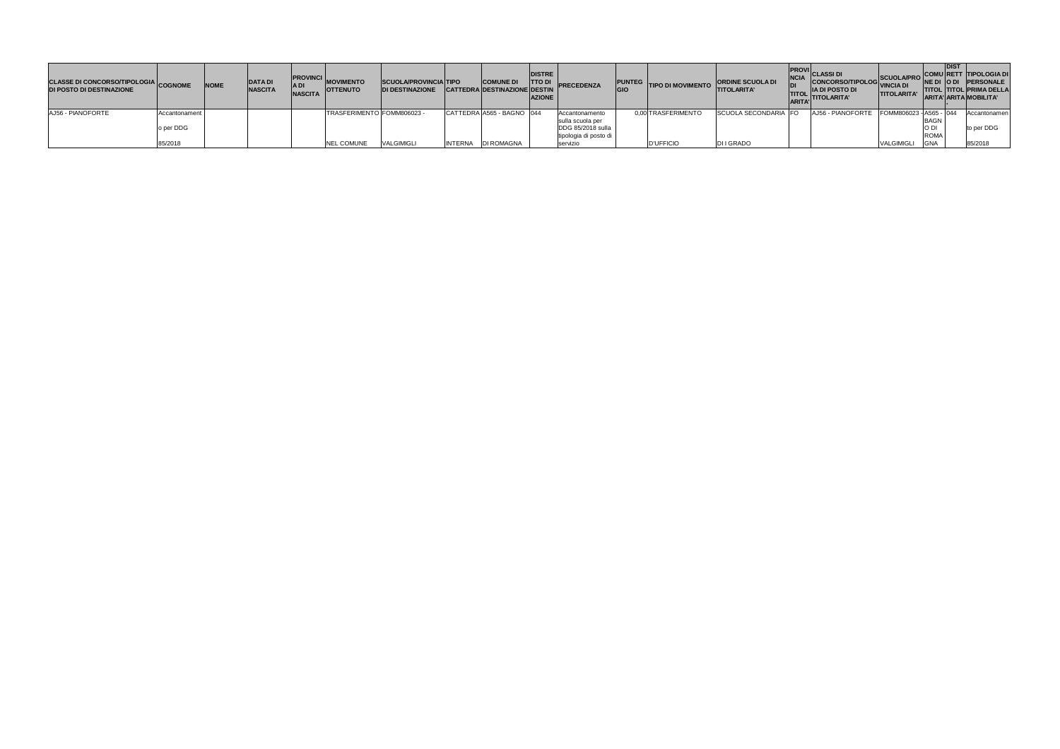| CLASSE DI CONCORSO/TIPOLOGIA DI POSTO DI DESTINAZIONE | COGNOME | NOME | DATA DI NASCITA | PROVINCIA DI NASCITA | MOVIMENTO OTTENUTO | SCUOLA/PROVINCIA DI DESTINAZIONE | TIPO CATTEDRA | COMUNE DI DESTINAZIONE | DISTRETTO DI DESTINAZIONE | PRECEDENZA | PUNTEGGIO | TIPO DI MOVIMENTO | ORDINE SCUOLA DI TITOLARITA' | PROVINCIA DI TITOLARITA' | CLASSI DI CONCORSO/TIPOLOGIA DI POSTO DI TITOLARITA' | SCUOLA/PROVINCIA DI TITOLARITA' | COMUNE DI TITOLARITA' | DISTRETTO DI TITOLARITA | TIPOLOGIA DI PERSONALE PRIMA DELLA MOBILITA' |
|---|---|---|---|---|---|---|---|---|---|---|---|---|---|---|---|---|---|---|---|
| AJ56 - PIANOFORTE | Accantonamento per DDG 85/2018 | | | | TRASFERIMENTO NEL COMUNE | FOMM806023 - VALGIMIGLI | CATTEDRA INTERNA | A565 - BAGNO DI ROMAGNA | 044 | Accantonamento sulla scuola per DDG 85/2018 sulla tipologia di posto di servizio | 0,00 | TRASFERIMENTO D'UFFICIO | SCUOLA SECONDARIA DI I GRADO | FO | AJ56 - PIANOFORTE | FOMM806023 - VALGIMIGLI | A565 - BAGNO DI ROMAGNA | 044 | Accantonamento per DDG 85/2018 |